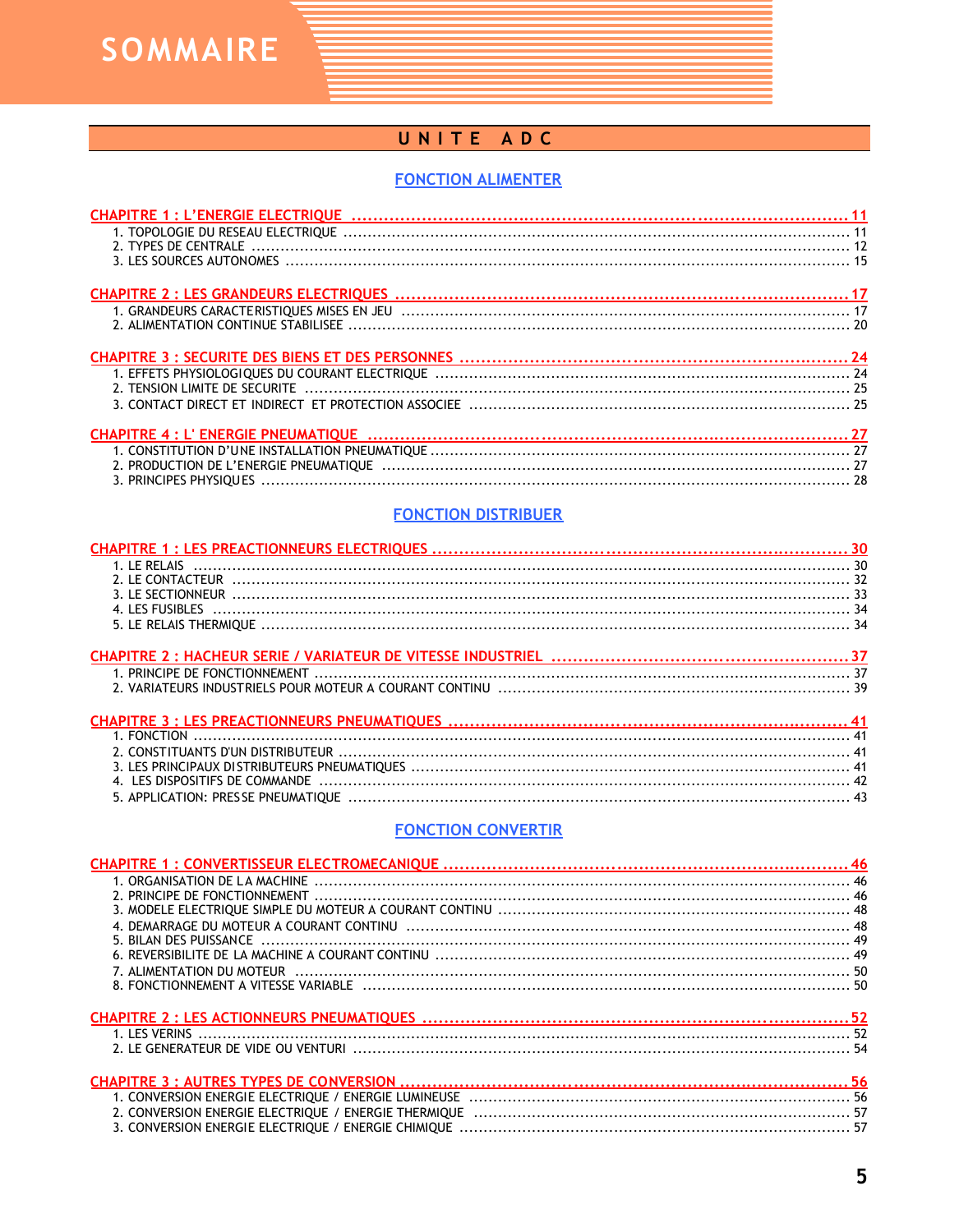# SOMMAIRE

## UNITE ADC

### FONCTION ALIMENTER

**CHAPITRE 1 : L'ENERGIE ELECTRIQUE ........................................ 11**

1. TOPOLOGIE DU RESEAU ELECTRIQUE ........................................ 11
2. TYPES DE CENTRALE ........................................ 12
3. LES SOURCES AUTONOMES ........................................ 15

**CHAPITRE 2 : LES GRANDEURS ELECTRIQUES ........................................ 17**

1. GRANDEURS CARACTERISTIQUES MISES EN JEU ........................................ 17
2. ALIMENTATION CONTINUE STABILISEE ........................................ 20

**CHAPITRE 3 : SECURITE DES BIENS ET DES PERSONNES ........................................ 24**

1. EFFETS PHYSIOLOGIQUES DU COURANT ELECTRIQUE ........................................ 24
2. TENSION LIMITE DE SECURITE ........................................ 25
3. CONTACT DIRECT ET INDIRECT ET PROTECTION ASSOCIEE ........................................ 25

**CHAPITRE 4 : L' ENERGIE PNEUMATIQUE ........................................ 27**

1. CONSTITUTION D'UNE INSTALLATION PNEUMATIQUE ........................................ 27
2. PRODUCTION DE L'ENERGIE PNEUMATIQUE ........................................ 27
3. PRINCIPES PHYSIQUES ........................................ 28

### FONCTION DISTRIBUER

**CHAPITRE 1 : LES PREACTIONNEURS ELECTRIQUES ........................................ 30**

1. LE RELAIS ........................................ 30
2. LE CONTACTEUR ........................................ 32
3. LE SECTIONNEUR ........................................ 33
4. LES FUSIBLES ........................................ 34
5. LE RELAIS THERMIQUE ........................................ 34

**CHAPITRE 2 : HACHEUR SERIE / VARIATEUR DE VITESSE INDUSTRIEL ........................................ 37**

1. PRINCIPE DE FONCTIONNEMENT ........................................ 37
2. VARIATEURS INDUSTRIELS POUR MOTEUR A COURANT CONTINU ........................................ 39

**CHAPITRE 3 : LES PREACTIONNEURS PNEUMATIQUES ........................................ 41**

1. FONCTION ........................................ 41
2. CONSTITUANTS D'UN DISTRIBUTEUR ........................................ 41
3. LES PRINCIPAUX DISTRIBUTEURS PNEUMATIQUES ........................................ 41
4. LES DISPOSITIFS DE COMMANDE ........................................ 42
5. APPLICATION: PRESSE PNEUMATIQUE ........................................ 43

### FONCTION CONVERTIR

**CHAPITRE 1 : CONVERTISSEUR ELECTROMECANIQUE ........................................ 46**

1. ORGANISATION DE LA MACHINE ........................................ 46
2. PRINCIPE DE FONCTIONNEMENT ........................................ 46
3. MODELE ELECTRIQUE SIMPLE DU MOTEUR A COURANT CONTINU ........................................ 48
4. DEMARRAGE DU MOTEUR A COURANT CONTINU ........................................ 48
5. BILAN DES PUISSANCE ........................................ 49
6. REVERSIBILITE DE LA MACHINE A COURANT CONTINU ........................................ 49
7. ALIMENTATION DU MOTEUR ........................................ 50
8. FONCTIONNEMENT A VITESSE VARIABLE ........................................ 50

**CHAPITRE 2 : LES ACTIONNEURS PNEUMATIQUES ........................................ 52**

1. LES VERINS ........................................ 52
2. LE GENERATEUR DE VIDE OU VENTURI ........................................ 54

**CHAPITRE 3 : AUTRES TYPES DE CONVERSION ........................................ 56**

1. CONVERSION ENERGIE ELECTRIQUE / ENERGIE LUMINEUSE ........................................ 56
2. CONVERSION ENERGIE ELECTRIQUE / ENERGIE THERMIQUE ........................................ 57
3. CONVERSION ENERGIE ELECTRIQUE / ENERGIE CHIMIQUE ........................................ 57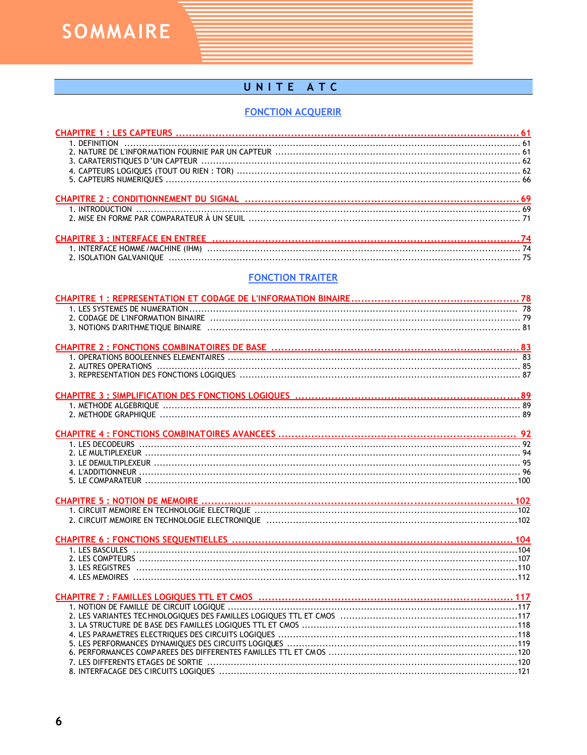# SOMMAIRE

## U N I T E   A T C

### FONCTION ACQUERIR

**CHAPITRE 1 : LES CAPTEURS ..................................................... 61**

1. DEFINITION ..................................................... 61
2. NATURE DE L'INFORMATION FOURNIE PAR UN CAPTEUR ..................................................... 61
3. CARATERISTIQUES D'UN CAPTEUR ..................................................... 62
4. CAPTEURS LOGIQUES (TOUT OU RIEN : TOR) ..................................................... 62
5. CAPTEURS NUMERIQUES ..................................................... 66

**CHAPITRE 2 : CONDITIONNEMENT DU SIGNAL ..................................................... 69**

1. INTRODUCTION ..................................................... 69
2. MISE EN FORME PAR COMPARATEUR À UN SEUIL ..................................................... 71

**CHAPITRE 3 : INTERFACE EN ENTREE ..................................................... 74**

1. INTERFACE HOMME/MACHINE (IHM) ..................................................... 74
2. ISOLATION GALVANIQUE ..................................................... 75

### FONCTION TRAITER

**CHAPITRE 1 : REPRESENTATION ET CODAGE DE L'INFORMATION BINAIRE ..................................................... 78**

1. LES SYSTEMES DE NUMERATION ..................................................... 78
2. CODAGE DE L'INFORMATION BINAIRE ..................................................... 79
3. NOTIONS D'ARITHMETIQUE BINAIRE ..................................................... 81

**CHAPITRE 2 : FONCTIONS COMBINATOIRES DE BASE ..................................................... 83**

1. OPERATIONS BOOLEENNES ELEMENTAIRES ..................................................... 83
2. AUTRES OPERATIONS ..................................................... 85
3. REPRESENTATION DES FONCTIONS LOGIQUES ..................................................... 87

**CHAPITRE 3 : SIMPLIFICATION DES FONCTIONS LOGIQUES ..................................................... 89**

1. METHODE ALGEBRIQUE ..................................................... 89
2. METHODE GRAPHIQUE ..................................................... 89

**CHAPITRE 4 : FONCTIONS COMBINATOIRES AVANCEES ..................................................... 92**

1. LES DECODEURS ..................................................... 92
2. LE MULTIPLEXEUR ..................................................... 94
3. LE DEMULTIPLEXEUR ..................................................... 95
4. L'ADDITIONNEUR ..................................................... 96
5. LE COMPARATEUR ..................................................... 100

**CHAPITRE 5 : NOTION DE MEMOIRE ..................................................... 102**

1. CIRCUIT MEMOIRE EN TECHNOLOGIE ELECTRIQUE ..................................................... 102
2. CIRCUIT MEMOIRE EN TECHNOLOGIE ELECTRONIQUE ..................................................... 102

**CHAPITRE 6 : FONCTIONS SEQUENTIELLES ..................................................... 104**

1. LES BASCULES ..................................................... 104
2. LES COMPTEURS ..................................................... 107
3. LES REGISTRES ..................................................... 110
4. LES MEMOIRES ..................................................... 112

**CHAPITRE 7 : FAMILLES LOGIQUES TTL ET CMOS ..................................................... 117**

1. NOTION DE FAMILLE DE CIRCUIT LOGIQUE ..................................................... 117
2. LES VARIANTES TECHNOLOGIQUES DES FAMILLES LOGIQUES TTL ET CMOS ..................................................... 117
3. LA STRUCTURE DE BASE DES FAMILLES LOGIQUES TTL ET CMOS ..................................................... 118
4. LES PARAMETRES ELECTRIQUES DES CIRCUITS LOGIQUES ..................................................... 118
5. LES PERFORMANCES DYNAMIQUES DES CIRCUITS LOGIQUES ..................................................... 119
6. PERFORMANCES COMPAREES DES DIFFERENTES FAMILLES TTL ET CMOS ..................................................... 120
7. LES DIFFERENTS ETAGES DE SORTIE ..................................................... 120
8. INTERFACAGE DES CIRCUITS LOGIQUES ..................................................... 121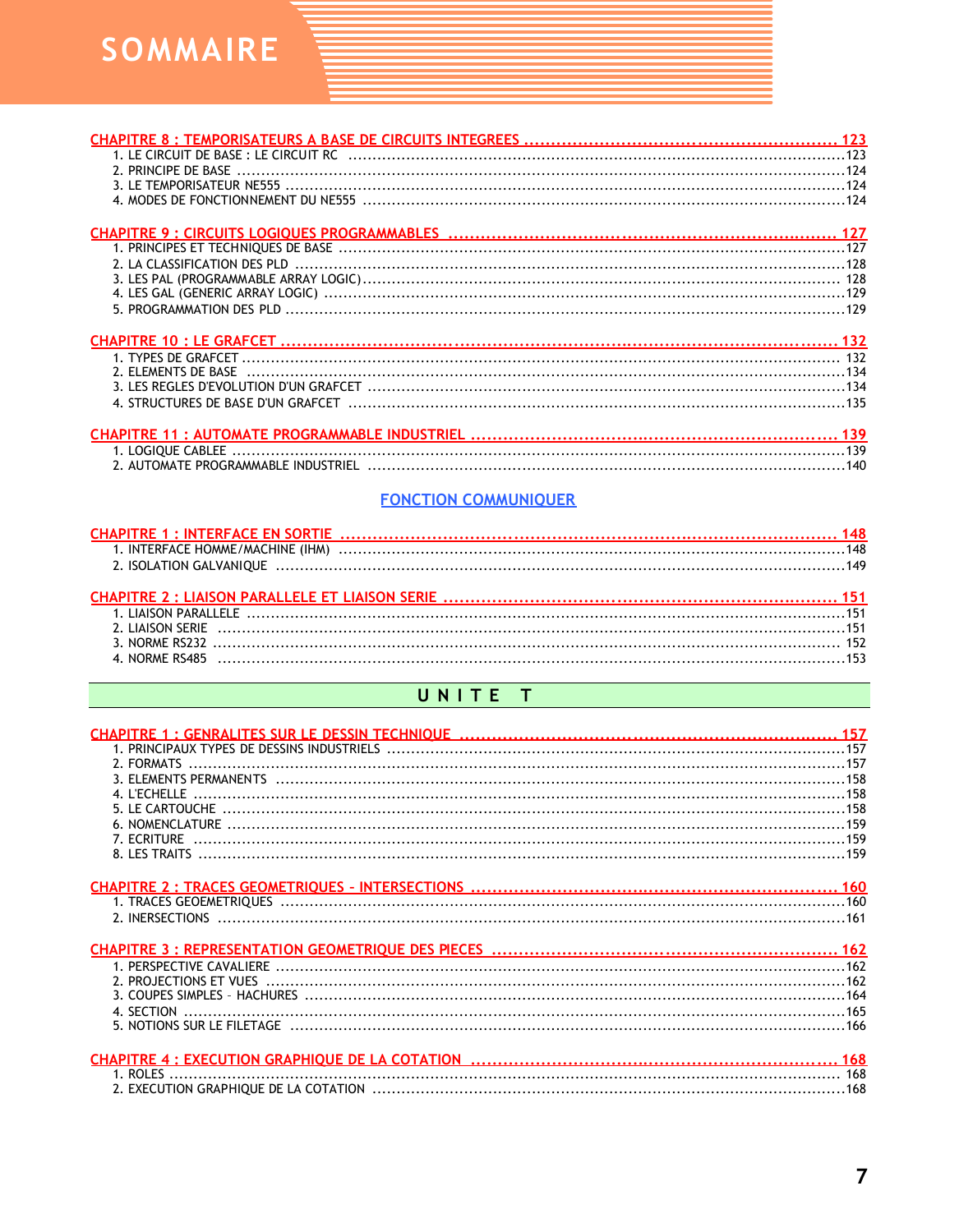# SOMMAIRE

**CHAPITRE 8 : TEMPORISATEURS A BASE DE CIRCUITS INTEGREES ........................................................ 123**

1. LE CIRCUIT DE BASE : LE CIRCUIT RC ........................................................................................123
2. PRINCIPE DE BASE ..............................................................................................................124
3. LE TEMPORISATEUR NE555 ....................................................................................................124
4. MODES DE FONCTIONNEMENT DU NE555 ......................................................................................124

**CHAPITRE 9 : CIRCUITS LOGIQUES PROGRAMMABLES ....................................................................... 127**

1. PRINCIPES ET TECHNIQUES DE BASE ............................................................................................127
2. LA CLASSIFICATION DES PLD ....................................................................................................128
3. LES PAL (PROGRAMMABLE ARRAY LOGIC) .......................................................................................128
4. LES GAL (GENERIC ARRAY LOGIC) ..............................................................................................129
5. PROGRAMMATION DES PLD .......................................................................................................129

**CHAPITRE 10 : LE GRAFCET ........................................................................................................ 132**

1. TYPES DE GRAFCET ..............................................................................................................132
2. ELEMENTS DE BASE ..............................................................................................................134
3. LES REGLES D'EVOLUTION D'UN GRAFCET .....................................................................................134
4. STRUCTURES DE BASE D'UN GRAFCET .........................................................................................135

**CHAPITRE 11 : AUTOMATE PROGRAMMABLE INDUSTRIEL ...................................................................... 139**

1. LOGIQUE CABLEE ................................................................................................................139
2. AUTOMATE PROGRAMMABLE INDUSTRIEL .......................................................................................140

## FONCTION COMMUNIQUER

**CHAPITRE 1 : INTERFACE EN SORTIE ............................................................................................. 148**

1. INTERFACE HOMME/MACHINE (IHM) ............................................................................................148
2. ISOLATION GALVANIQUE .........................................................................................................149

**CHAPITRE 2 : LIAISON PARALLELE ET LIAISON SERIE ......................................................................... 151**

1. LIAISON PARALLELE .............................................................................................................151
2. LIAISON SERIE ..................................................................................................................151
3. NORME RS232 ...................................................................................................................152
4. NORME RS485 ...................................................................................................................153

# U N I T E T

**CHAPITRE 1 : GENRALITES SUR LE DESSIN TECHNIQUE ........................................................................ 157**

1. PRINCIPAUX TYPES DE DESSINS INDUSTRIELS ..................................................................................157
2. FORMATS .........................................................................................................................157
3. ELEMENTS PERMANENTS ..........................................................................................................158
4. L'ECHELLE .......................................................................................................................158
5. LE CARTOUCHE ...................................................................................................................158
6. NOMENCLATURE ...................................................................................................................159
7. ECRITURE .......................................................................................................................159
8. LES TRAITS .....................................................................................................................159

**CHAPITRE 2 : TRACES GEOMETRIQUES – INTERSECTIONS ..................................................................... 160**

1. TRACES GEOEMETRIQUES ..........................................................................................................160
2. INERSECTIONS ..................................................................................................................161

**CHAPITRE 3 : REPRESENTATION GEOMETRIQUE DES PIECES ................................................................. 162**

1. PERSPECTIVE CAVALIERE ........................................................................................................162
2. PROJECTIONS ET VUES ..........................................................................................................162
3. COUPES SIMPLES – HACHURES ....................................................................................................164
4. SECTION .........................................................................................................................165
5. NOTIONS SUR LE FILETAGE .......................................................................................................166

**CHAPITRE 4 : EXECUTION GRAPHIQUE DE LA COTATION ..................................................................... 168**

1. ROLES ...........................................................................................................................168
2. EXECUTION GRAPHIQUE DE LA COTATION .........................................................................................168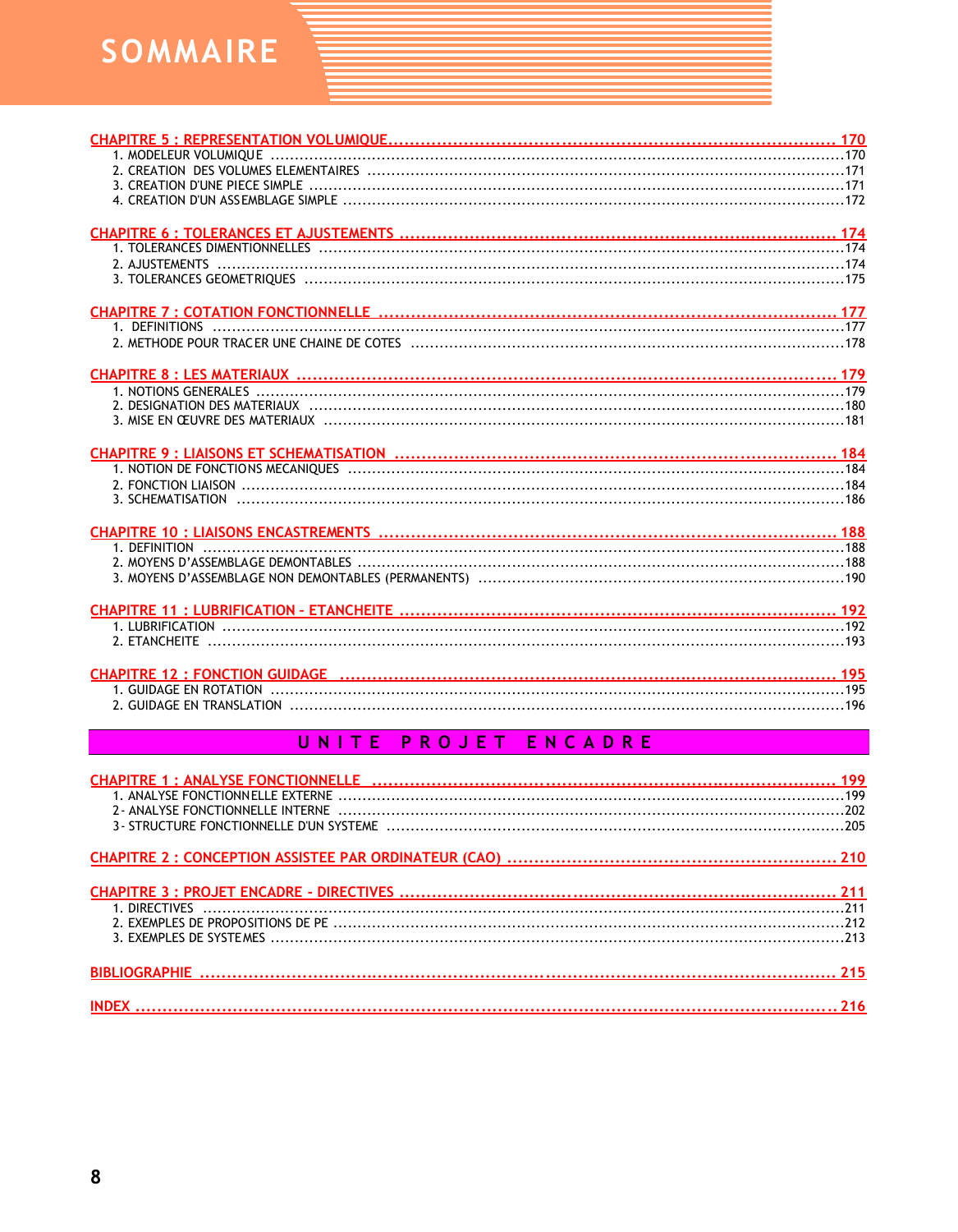# SOMMAIRE

**CHAPITRE 5 : REPRESENTATION VOLUMIQUE .......... 170**

1. MODELEUR VOLUMIQUE .......... 170
2. CREATION DES VOLUMES ELEMENTAIRES .......... 171
3. CREATION D'UNE PIECE SIMPLE .......... 171
4. CREATION D'UN ASSEMBLAGE SIMPLE .......... 172

**CHAPITRE 6 : TOLERANCES ET AJUSTEMENTS .......... 174**

1. TOLERANCES DIMENTIONNELLES .......... 174
2. AJUSTEMENTS .......... 174
3. TOLERANCES GEOMETRIQUES .......... 175

**CHAPITRE 7 : COTATION FONCTIONNELLE .......... 177**

1. DEFINITIONS .......... 177
2. METHODE POUR TRACER UNE CHAINE DE COTES .......... 178

**CHAPITRE 8 : LES MATERIAUX .......... 179**

1. NOTIONS GENERALES .......... 179
2. DESIGNATION DES MATERIAUX .......... 180
3. MISE EN ŒUVRE DES MATERIAUX .......... 181

**CHAPITRE 9 : LIAISONS ET SCHEMATISATION .......... 184**

1. NOTION DE FONCTIONS MECANIQUES .......... 184
2. FONCTION LIAISON .......... 184
3. SCHEMATISATION .......... 186

**CHAPITRE 10 : LIAISONS ENCASTREMENTS .......... 188**

1. DEFINITION .......... 188
2. MOYENS D'ASSEMBLAGE DEMONTABLES .......... 188
3. MOYENS D'ASSEMBLAGE NON DEMONTABLES (PERMANENTS) .......... 190

**CHAPITRE 11 : LUBRIFICATION - ETANCHEITE .......... 192**

1. LUBRIFICATION .......... 192
2. ETANCHEITE .......... 193

**CHAPITRE 12 : FONCTION GUIDAGE .......... 195**

1. GUIDAGE EN ROTATION .......... 195
2. GUIDAGE EN TRANSLATION .......... 196

## UNITE PROJET ENCADRE

**CHAPITRE 1 : ANALYSE FONCTIONNELLE .......... 199**

1. ANALYSE FONCTIONNELLE EXTERNE .......... 199
2. ANALYSE FONCTIONNELLE INTERNE .......... 202
3. STRUCTURE FONCTIONNELLE D'UN SYSTEME .......... 205

**CHAPITRE 2 : CONCEPTION ASSISTEE PAR ORDINATEUR (CAO) .......... 210**

**CHAPITRE 3 : PROJET ENCADRE - DIRECTIVES .......... 211**

1. DIRECTIVES .......... 211
2. EXEMPLES DE PROPOSITIONS DE PE .......... 212
3. EXEMPLES DE SYSTEMES .......... 213

**BIBLIOGRAPHIE .......... 215**

**INDEX .......... 216**